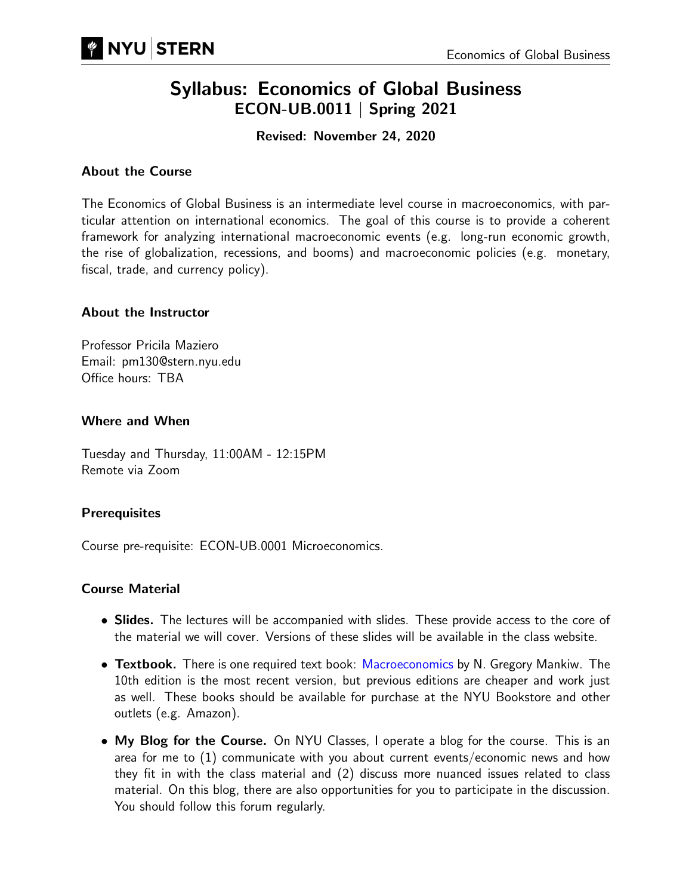# Syllabus: Economics of Global Business
## ECON-UB.0011 | Spring 2021

**Revised: November 24, 2020**

### About the Course

The Economics of Global Business is an intermediate level course in macroeconomics, with particular attention on international economics. The goal of this course is to provide a coherent framework for analyzing international macroeconomic events (e.g. long-run economic growth, the rise of globalization, recessions, and booms) and macroeconomic policies (e.g. monetary, fiscal, trade, and currency policy).

### About the Instructor

Professor Pricila Maziero
Email: pm130@stern.nyu.edu
Office hours: TBA

### Where and When

Tuesday and Thursday, 11:00AM - 12:15PM
Remote via Zoom

### Prerequisites

Course pre-requisite: ECON-UB.0001 Microeconomics.

### Course Material

- **Slides.** The lectures will be accompanied with slides. These provide access to the core of the material we will cover. Versions of these slides will be available in the class website.
- **Textbook.** There is one required text book: Macroeconomics by N. Gregory Mankiw. The 10th edition is the most recent version, but previous editions are cheaper and work just as well. These books should be available for purchase at the NYU Bookstore and other outlets (e.g. Amazon).
- **My Blog for the Course.** On NYU Classes, I operate a blog for the course. This is an area for me to (1) communicate with you about current events/economic news and how they fit in with the class material and (2) discuss more nuanced issues related to class material. On this blog, there are also opportunities for you to participate in the discussion. You should follow this forum regularly.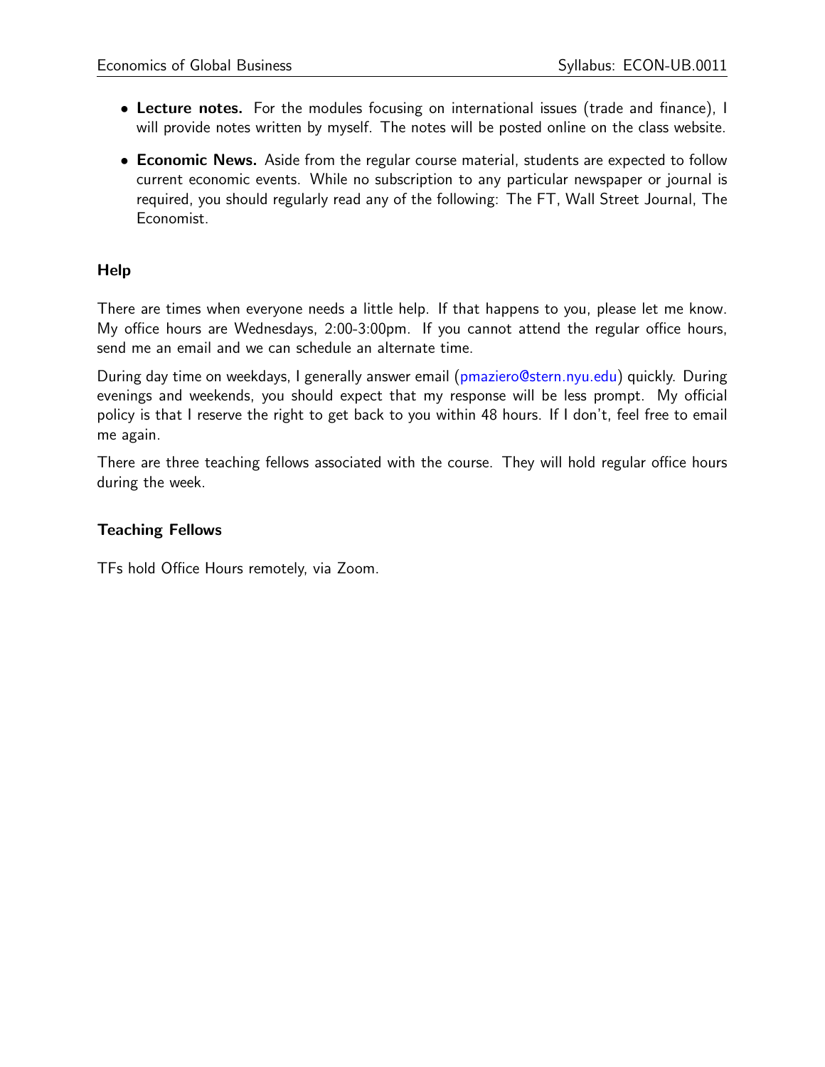- **Lecture notes.** For the modules focusing on international issues (trade and finance), I will provide notes written by myself. The notes will be posted online on the class website.
- **Economic News.** Aside from the regular course material, students are expected to follow current economic events. While no subscription to any particular newspaper or journal is required, you should regularly read any of the following: The FT, Wall Street Journal, The Economist.

### Help

There are times when everyone needs a little help. If that happens to you, please let me know. My office hours are Wednesdays, 2:00-3:00pm. If you cannot attend the regular office hours, send me an email and we can schedule an alternate time.

During day time on weekdays, I generally answer email (pmaziero@stern.nyu.edu) quickly. During evenings and weekends, you should expect that my response will be less prompt. My official policy is that I reserve the right to get back to you within 48 hours. If I don't, feel free to email me again.

There are three teaching fellows associated with the course. They will hold regular office hours during the week.

### Teaching Fellows

TFs hold Office Hours remotely, via Zoom.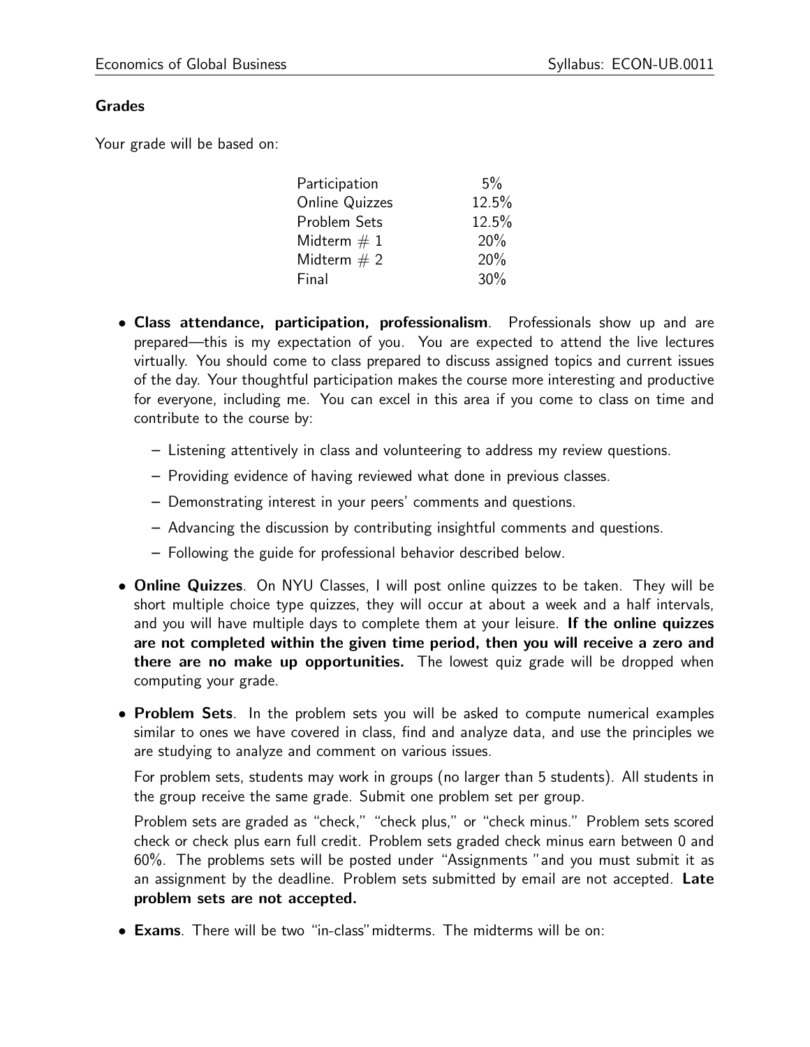### Grades

Your grade will be based on:

| | |
|---|---|
| Participation | 5% |
| Online Quizzes | 12.5% |
| Problem Sets | 12.5% |
| Midterm # 1 | 20% |
| Midterm # 2 | 20% |
| Final | 30% |

- **Class attendance, participation, professionalism**. Professionals show up and are prepared—this is my expectation of you. You are expected to attend the live lectures virtually. You should come to class prepared to discuss assigned topics and current issues of the day. Your thoughtful participation makes the course more interesting and productive for everyone, including me. You can excel in this area if you come to class on time and contribute to the course by:
  - Listening attentively in class and volunteering to address my review questions.
  - Providing evidence of having reviewed what done in previous classes.
  - Demonstrating interest in your peers' comments and questions.
  - Advancing the discussion by contributing insightful comments and questions.
  - Following the guide for professional behavior described below.
- **Online Quizzes**. On NYU Classes, I will post online quizzes to be taken. They will be short multiple choice type quizzes, they will occur at about a week and a half intervals, and you will have multiple days to complete them at your leisure. **If the online quizzes are not completed within the given time period, then you will receive a zero and there are no make up opportunities.** The lowest quiz grade will be dropped when computing your grade.
- **Problem Sets**. In the problem sets you will be asked to compute numerical examples similar to ones we have covered in class, find and analyze data, and use the principles we are studying to analyze and comment on various issues.

  For problem sets, students may work in groups (no larger than 5 students). All students in the group receive the same grade. Submit one problem set per group.

  Problem sets are graded as "check," "check plus," or "check minus." Problem sets scored check or check plus earn full credit. Problem sets graded check minus earn between 0 and 60%. The problems sets will be posted under "Assignments "and you must submit it as an assignment by the deadline. Problem sets submitted by email are not accepted. **Late problem sets are not accepted.**
- **Exams**. There will be two "in-class"midterms. The midterms will be on: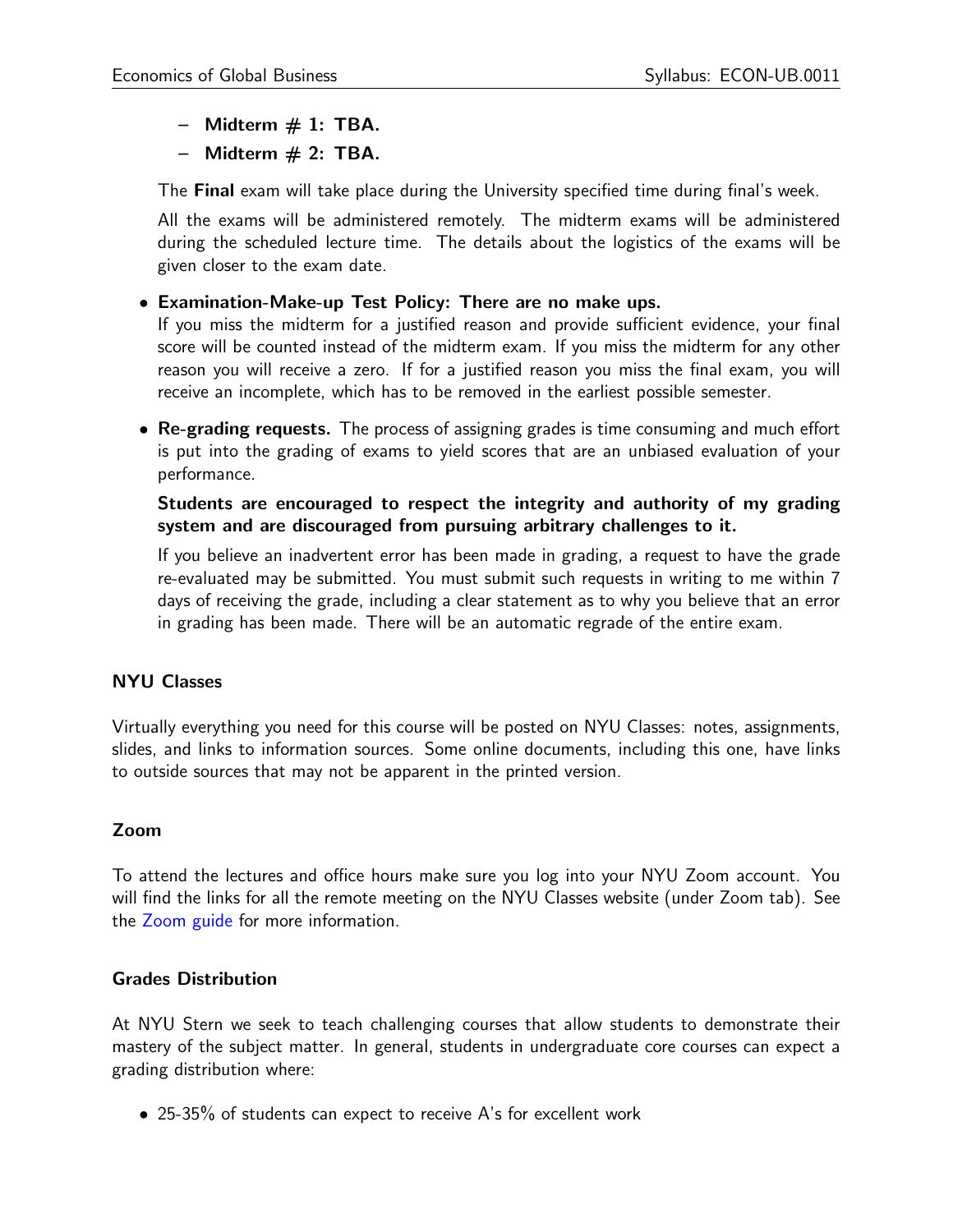- **Midterm # 1: TBA.**
  - **Midterm # 2: TBA.**

  The **Final** exam will take place during the University specified time during final's week.

  All the exams will be administered remotely. The midterm exams will be administered during the scheduled lecture time. The details about the logistics of the exams will be given closer to the exam date.

- **Examination-Make-up Test Policy: There are no make ups.**
  If you miss the midterm for a justified reason and provide sufficient evidence, your final score will be counted instead of the midterm exam. If you miss the midterm for any other reason you will receive a zero. If for a justified reason you miss the final exam, you will receive an incomplete, which has to be removed in the earliest possible semester.

- **Re-grading requests.** The process of assigning grades is time consuming and much effort is put into the grading of exams to yield scores that are an unbiased evaluation of your performance.

  **Students are encouraged to respect the integrity and authority of my grading system and are discouraged from pursuing arbitrary challenges to it.**

  If you believe an inadvertent error has been made in grading, a request to have the grade re-evaluated may be submitted. You must submit such requests in writing to me within 7 days of receiving the grade, including a clear statement as to why you believe that an error in grading has been made. There will be an automatic regrade of the entire exam.

### NYU Classes

Virtually everything you need for this course will be posted on NYU Classes: notes, assignments, slides, and links to information sources. Some online documents, including this one, have links to outside sources that may not be apparent in the printed version.

### Zoom

To attend the lectures and office hours make sure you log into your NYU Zoom account. You will find the links for all the remote meeting on the NYU Classes website (under Zoom tab). See the Zoom guide for more information.

### Grades Distribution

At NYU Stern we seek to teach challenging courses that allow students to demonstrate their mastery of the subject matter. In general, students in undergraduate core courses can expect a grading distribution where:

- 25-35% of students can expect to receive A's for excellent work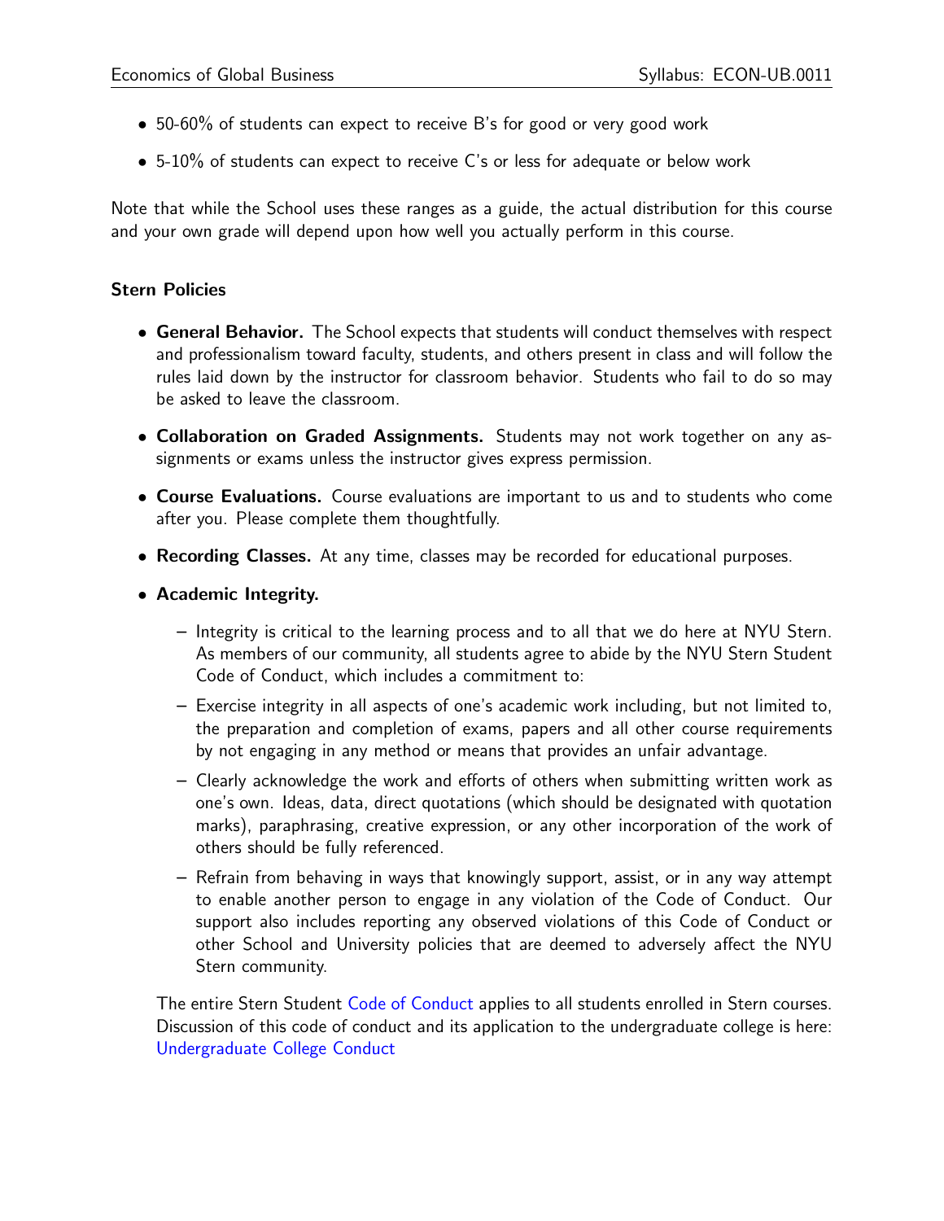- 50-60% of students can expect to receive B's for good or very good work
- 5-10% of students can expect to receive C's or less for adequate or below work

Note that while the School uses these ranges as a guide, the actual distribution for this course and your own grade will depend upon how well you actually perform in this course.

**Stern Policies**

- **General Behavior.** The School expects that students will conduct themselves with respect and professionalism toward faculty, students, and others present in class and will follow the rules laid down by the instructor for classroom behavior. Students who fail to do so may be asked to leave the classroom.
- **Collaboration on Graded Assignments.** Students may not work together on any assignments or exams unless the instructor gives express permission.
- **Course Evaluations.** Course evaluations are important to us and to students who come after you. Please complete them thoughtfully.
- **Recording Classes.** At any time, classes may be recorded for educational purposes.
- **Academic Integrity.**
  - Integrity is critical to the learning process and to all that we do here at NYU Stern. As members of our community, all students agree to abide by the NYU Stern Student Code of Conduct, which includes a commitment to:
  - Exercise integrity in all aspects of one's academic work including, but not limited to, the preparation and completion of exams, papers and all other course requirements by not engaging in any method or means that provides an unfair advantage.
  - Clearly acknowledge the work and efforts of others when submitting written work as one's own. Ideas, data, direct quotations (which should be designated with quotation marks), paraphrasing, creative expression, or any other incorporation of the work of others should be fully referenced.
  - Refrain from behaving in ways that knowingly support, assist, or in any way attempt to enable another person to engage in any violation of the Code of Conduct. Our support also includes reporting any observed violations of this Code of Conduct or other School and University policies that are deemed to adversely affect the NYU Stern community.

  The entire Stern Student Code of Conduct applies to all students enrolled in Stern courses. Discussion of this code of conduct and its application to the undergraduate college is here: Undergraduate College Conduct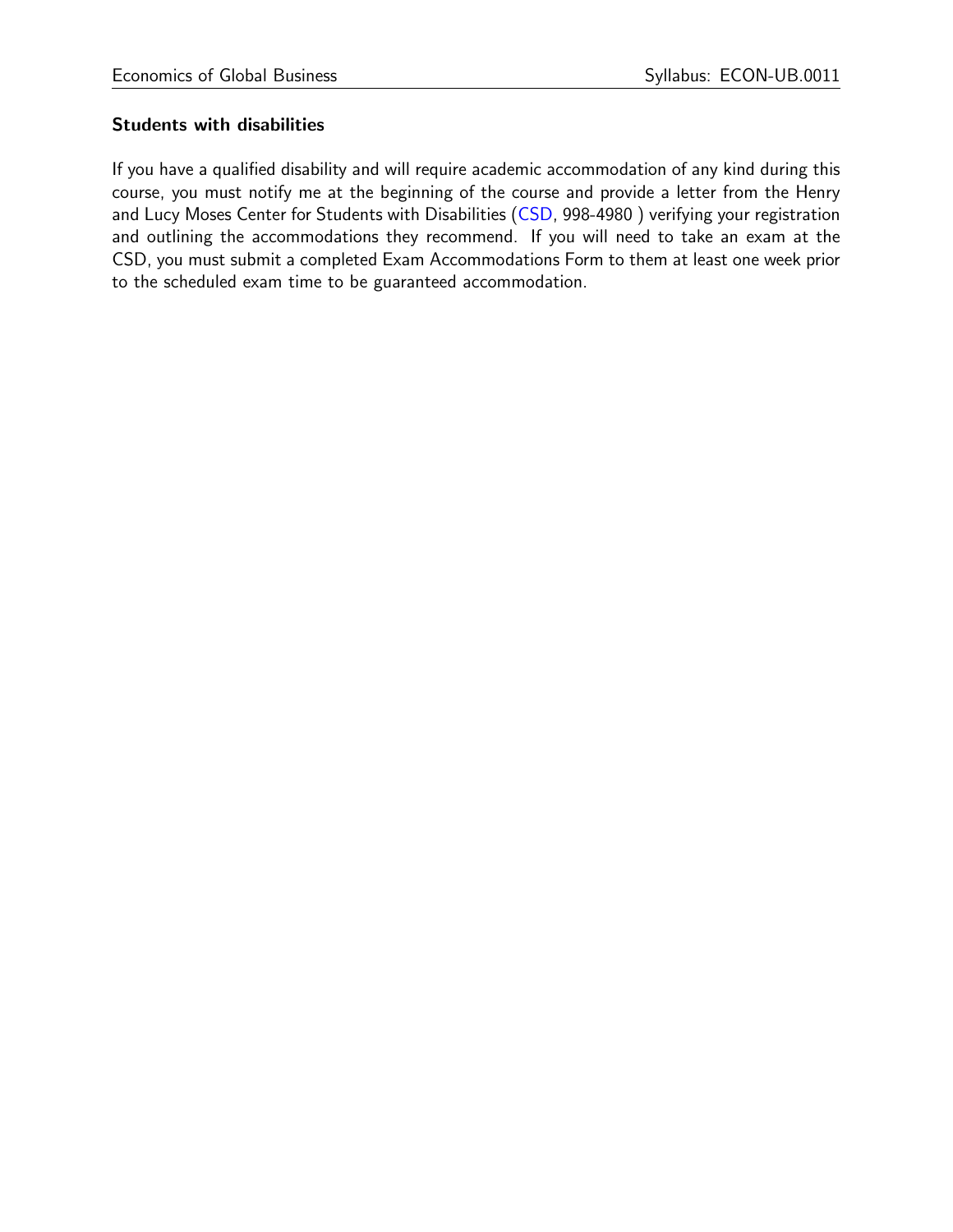### Students with disabilities

If you have a qualified disability and will require academic accommodation of any kind during this course, you must notify me at the beginning of the course and provide a letter from the Henry and Lucy Moses Center for Students with Disabilities (CSD, 998-4980 ) verifying your registration and outlining the accommodations they recommend. If you will need to take an exam at the CSD, you must submit a completed Exam Accommodations Form to them at least one week prior to the scheduled exam time to be guaranteed accommodation.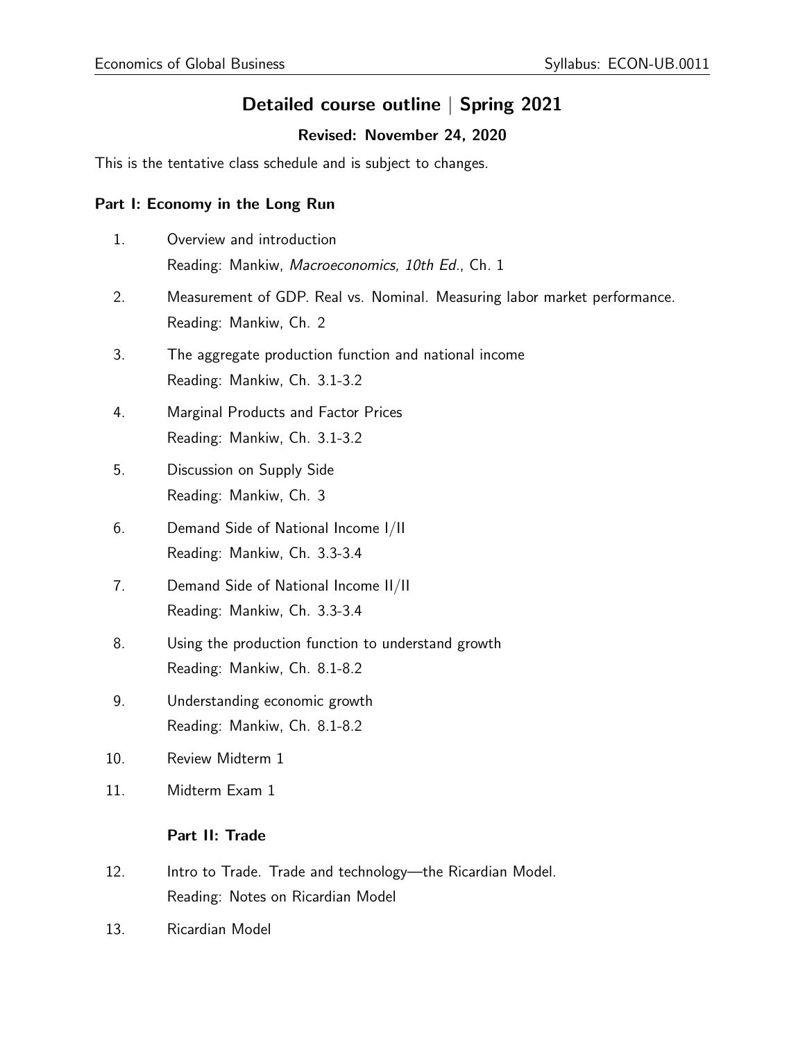## Detailed course outline | Spring 2021

### Revised: November 24, 2020

This is the tentative class schedule and is subject to changes.

### Part I: Economy in the Long Run

1. Overview and introduction
   Reading: Mankiw, *Macroeconomics, 10th Ed.*, Ch. 1

2. Measurement of GDP. Real vs. Nominal. Measuring labor market performance.
   Reading: Mankiw, Ch. 2

3. The aggregate production function and national income
   Reading: Mankiw, Ch. 3.1-3.2

4. Marginal Products and Factor Prices
   Reading: Mankiw, Ch. 3.1-3.2

5. Discussion on Supply Side
   Reading: Mankiw, Ch. 3

6. Demand Side of National Income I/II
   Reading: Mankiw, Ch. 3.3-3.4

7. Demand Side of National Income II/II
   Reading: Mankiw, Ch. 3.3-3.4

8. Using the production function to understand growth
   Reading: Mankiw, Ch. 8.1-8.2

9. Understanding economic growth
   Reading: Mankiw, Ch. 8.1-8.2

10. Review Midterm 1

11. Midterm Exam 1

### Part II: Trade

12. Intro to Trade. Trade and technology—the Ricardian Model.
    Reading: Notes on Ricardian Model

13. Ricardian Model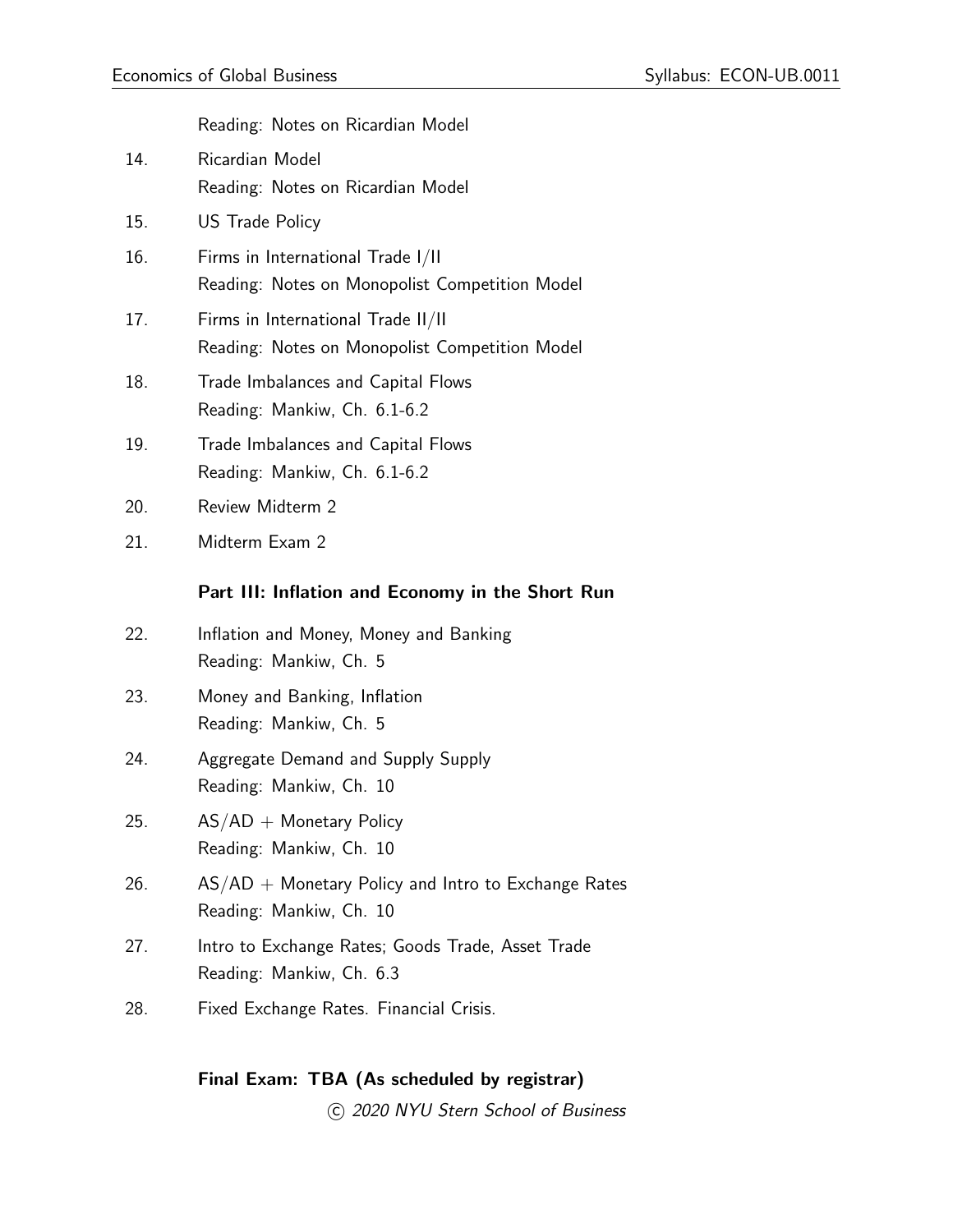Reading: Notes on Ricardian Model

14. Ricardian Model
    Reading: Notes on Ricardian Model
15. US Trade Policy
16. Firms in International Trade I/II
    Reading: Notes on Monopolist Competition Model
17. Firms in International Trade II/II
    Reading: Notes on Monopolist Competition Model
18. Trade Imbalances and Capital Flows
    Reading: Mankiw, Ch. 6.1-6.2
19. Trade Imbalances and Capital Flows
    Reading: Mankiw, Ch. 6.1-6.2
20. Review Midterm 2
21. Midterm Exam 2

**Part III: Inflation and Economy in the Short Run**

22. Inflation and Money, Money and Banking
    Reading: Mankiw, Ch. 5
23. Money and Banking, Inflation
    Reading: Mankiw, Ch. 5
24. Aggregate Demand and Supply Supply
    Reading: Mankiw, Ch. 10
25. AS/AD + Monetary Policy
    Reading: Mankiw, Ch. 10
26. AS/AD + Monetary Policy and Intro to Exchange Rates
    Reading: Mankiw, Ch. 10
27. Intro to Exchange Rates; Goods Trade, Asset Trade
    Reading: Mankiw, Ch. 6.3
28. Fixed Exchange Rates. Financial Crisis.

**Final Exam: TBA (As scheduled by registrar)**

*© 2020 NYU Stern School of Business*